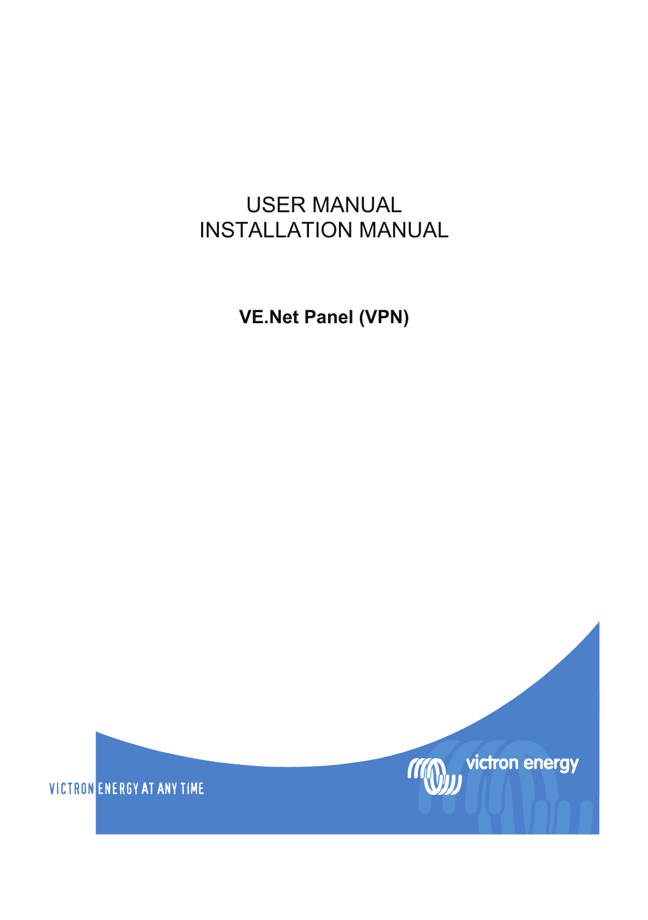# USER MANUAL
# INSTALLATION MANUAL

**VE.Net Panel (VPN)**

VICTRON ENERGY AT ANY TIME

victron energy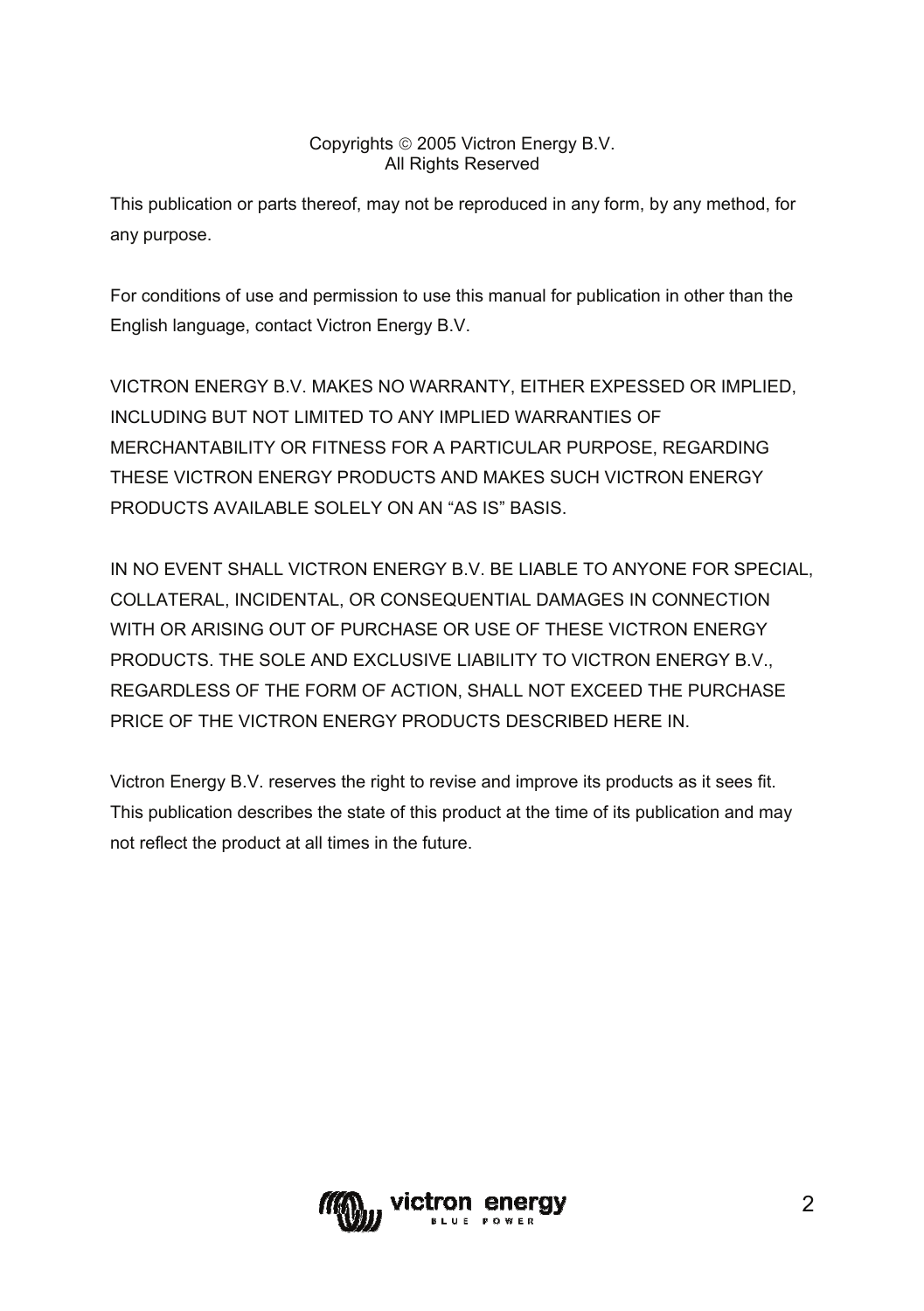Copyrights © 2005 Victron Energy B.V.
All Rights Reserved

This publication or parts thereof, may not be reproduced in any form, by any method, for any purpose.

For conditions of use and permission to use this manual for publication in other than the English language, contact Victron Energy B.V.

VICTRON ENERGY B.V. MAKES NO WARRANTY, EITHER EXPESSED OR IMPLIED, INCLUDING BUT NOT LIMITED TO ANY IMPLIED WARRANTIES OF MERCHANTABILITY OR FITNESS FOR A PARTICULAR PURPOSE, REGARDING THESE VICTRON ENERGY PRODUCTS AND MAKES SUCH VICTRON ENERGY PRODUCTS AVAILABLE SOLELY ON AN “AS IS” BASIS.

IN NO EVENT SHALL VICTRON ENERGY B.V. BE LIABLE TO ANYONE FOR SPECIAL, COLLATERAL, INCIDENTAL, OR CONSEQUENTIAL DAMAGES IN CONNECTION WITH OR ARISING OUT OF PURCHASE OR USE OF THESE VICTRON ENERGY PRODUCTS. THE SOLE AND EXCLUSIVE LIABILITY TO VICTRON ENERGY B.V., REGARDLESS OF THE FORM OF ACTION, SHALL NOT EXCEED THE PURCHASE PRICE OF THE VICTRON ENERGY PRODUCTS DESCRIBED HERE IN.

Victron Energy B.V. reserves the right to revise and improve its products as it sees fit. This publication describes the state of this product at the time of its publication and may not reflect the product at all times in the future.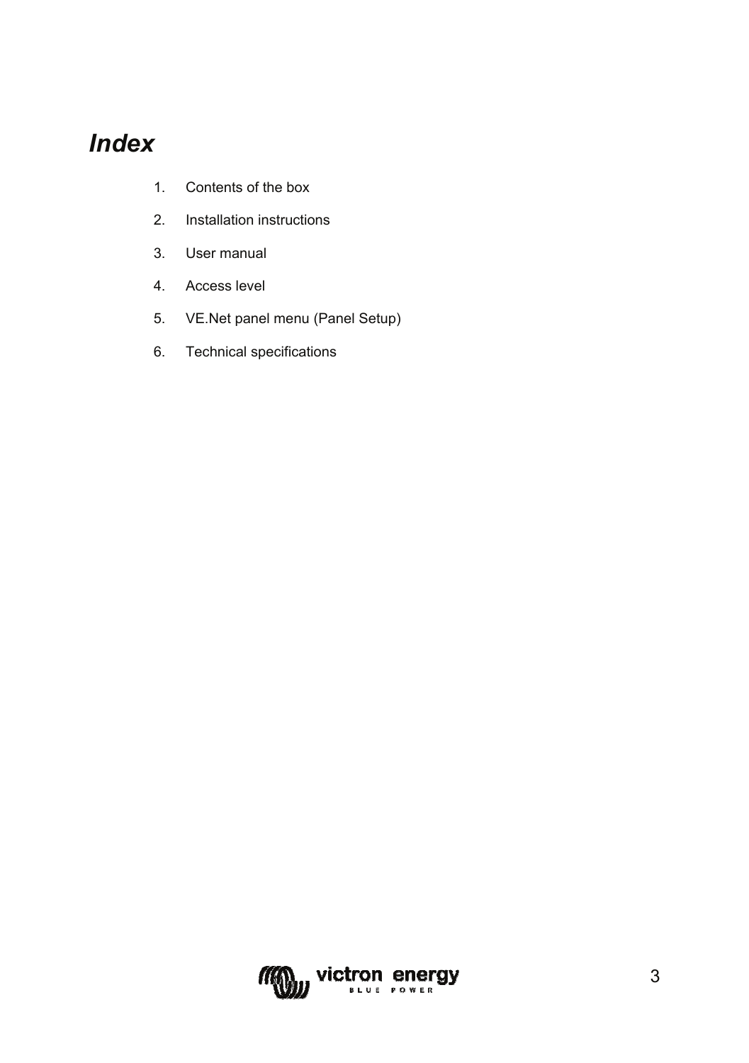# *Index*

1. Contents of the box
2. Installation instructions
3. User manual
4. Access level
5. VE.Net panel menu (Panel Setup)
6. Technical specifications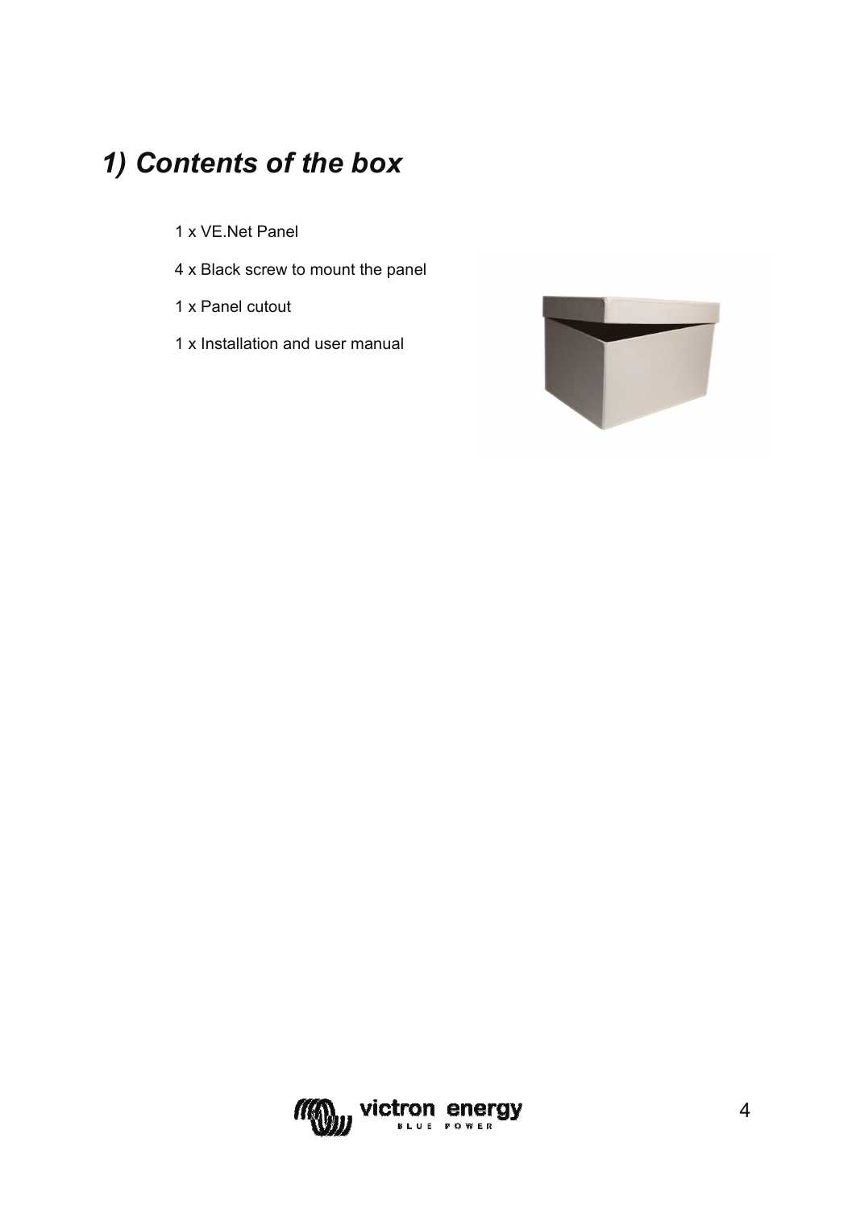# *1) Contents of the box*

1 x VE.Net Panel

4 x Black screw to mount the panel

1 x Panel cutout

1 x Installation and user manual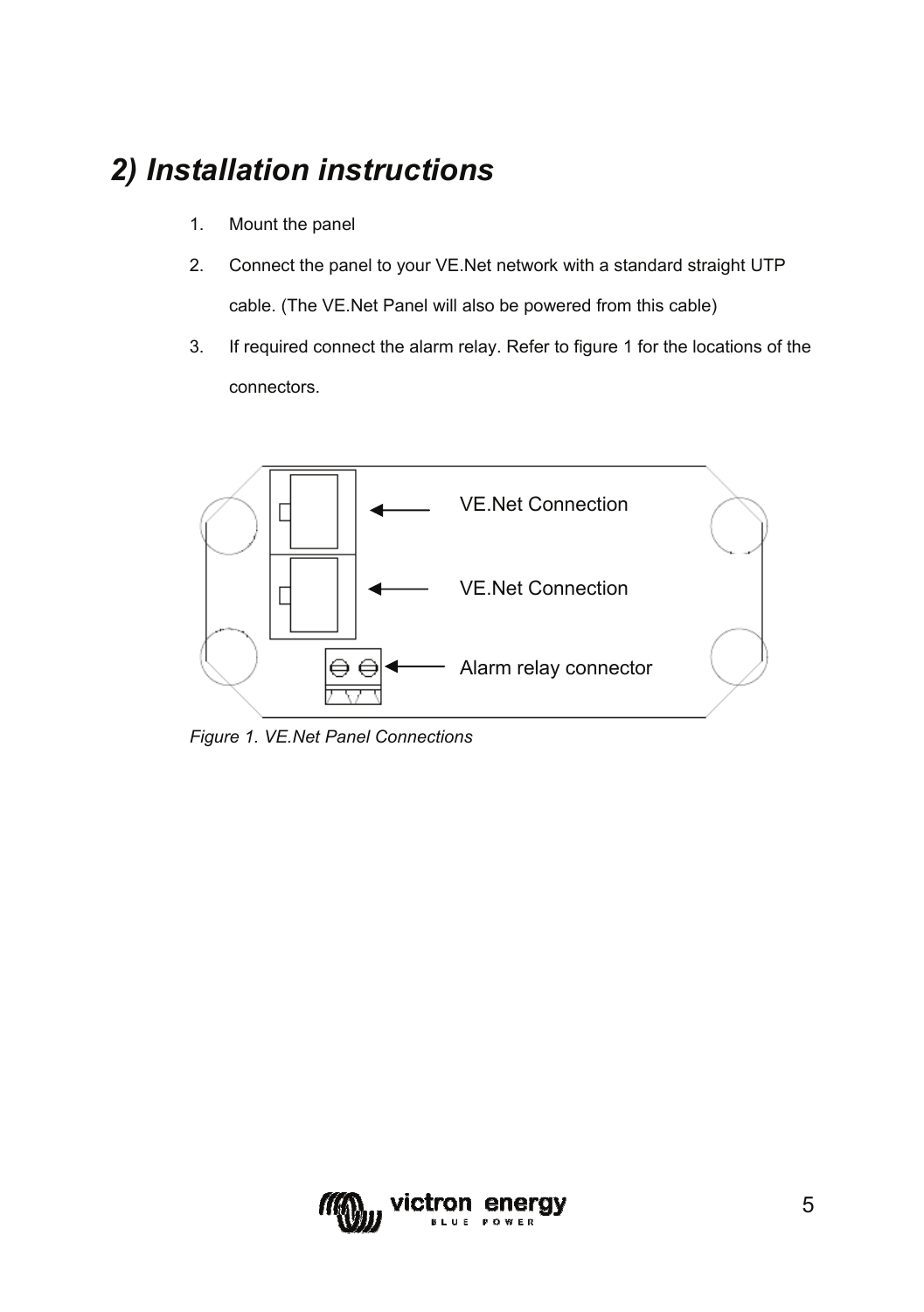## 2) Installation instructions

1. Mount the panel
2. Connect the panel to your VE.Net network with a standard straight UTP cable. (The VE.Net Panel will also be powered from this cable)
3. If required connect the alarm relay. Refer to figure 1 for the locations of the connectors.

VE.Net Connection

VE.Net Connection

Alarm relay connector

*Figure 1. VE.Net Panel Connections*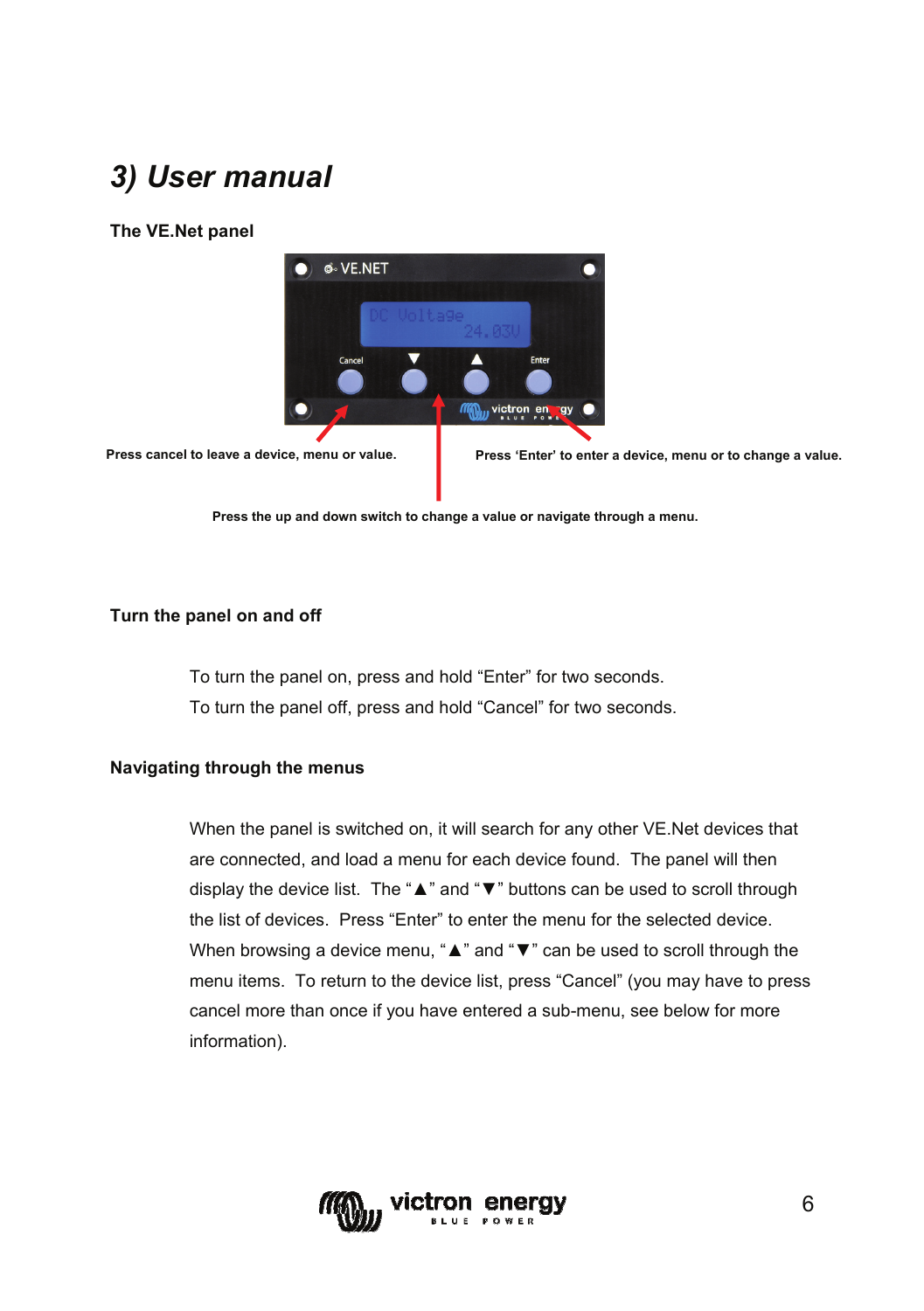# 3) User manual

## The VE.Net panel

Press cancel to leave a device, menu or value.

Press 'Enter' to enter a device, menu or to change a value.

Press the up and down switch to change a value or navigate through a menu.

## Turn the panel on and off

To turn the panel on, press and hold "Enter" for two seconds.

To turn the panel off, press and hold "Cancel" for two seconds.

## Navigating through the menus

When the panel is switched on, it will search for any other VE.Net devices that are connected, and load a menu for each device found. The panel will then display the device list. The "▲" and "▼" buttons can be used to scroll through the list of devices. Press "Enter" to enter the menu for the selected device. When browsing a device menu, "▲" and "▼" can be used to scroll through the menu items. To return to the device list, press "Cancel" (you may have to press cancel more than once if you have entered a sub-menu, see below for more information).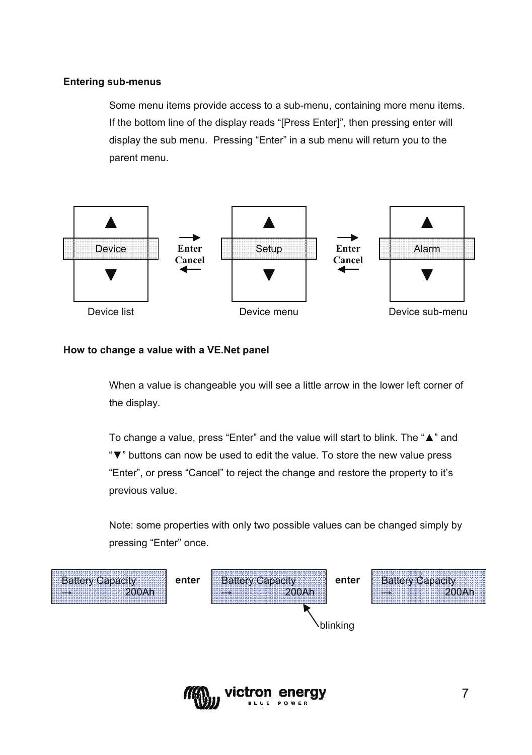**Entering sub-menus**

Some menu items provide access to a sub-menu, containing more menu items. If the bottom line of the display reads “[Press Enter]”, then pressing enter will display the sub menu. Pressing “Enter” in a sub menu will return you to the parent menu.

| ▲ | | ▲ | | ▲ |
|---|---|---|---|---|
| Device | → Enter / Cancel ← | Setup | → Enter / Cancel ← | Alarm |
| ▼ | | ▼ | | ▼ |
| Device list | | Device menu | | Device sub-menu |

**How to change a value with a VE.Net panel**

When a value is changeable you will see a little arrow in the lower left corner of the display.

To change a value, press “Enter” and the value will start to blink. The “▲” and “▼” buttons can now be used to edit the value. To store the new value press “Enter”, or press “Cancel” to reject the change and restore the property to it’s previous value.

Note: some properties with only two possible values can be changed simply by pressing “Enter” once.

| Battery Capacity → 200Ah | enter | Battery Capacity → 200Ah | enter | Battery Capacity → 200Ah |
|---|---|---|---|---|
| | | blinking | | |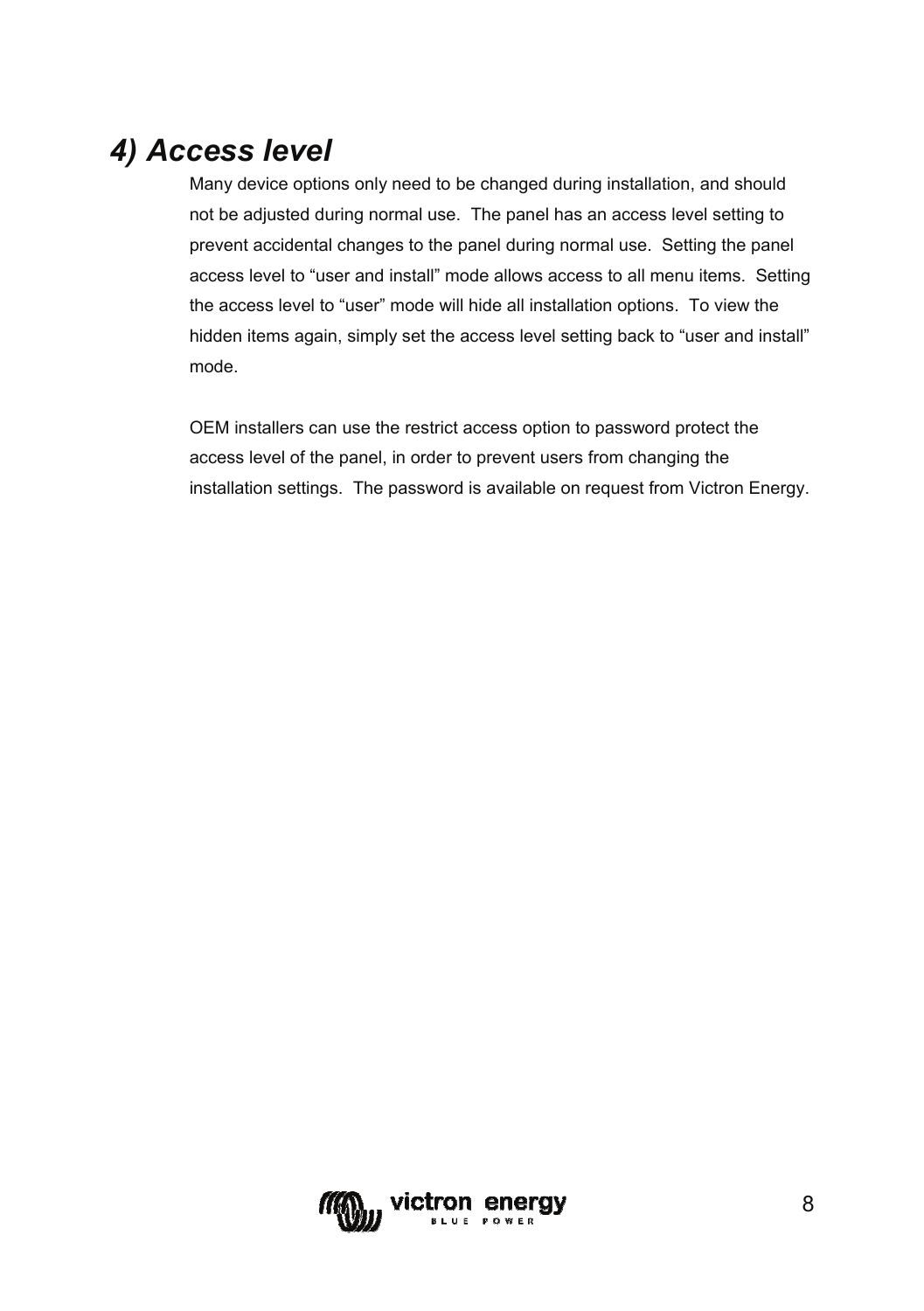# *4) Access level*

Many device options only need to be changed during installation, and should not be adjusted during normal use. The panel has an access level setting to prevent accidental changes to the panel during normal use. Setting the panel access level to “user and install” mode allows access to all menu items. Setting the access level to “user” mode will hide all installation options. To view the hidden items again, simply set the access level setting back to “user and install” mode.

OEM installers can use the restrict access option to password protect the access level of the panel, in order to prevent users from changing the installation settings. The password is available on request from Victron Energy.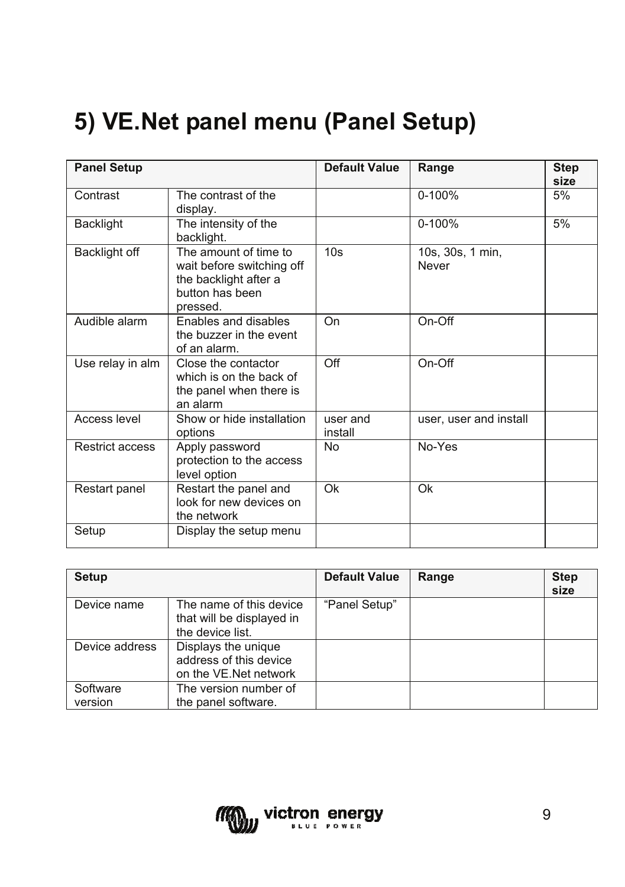# 5) VE.Net panel menu (Panel Setup)

| Panel Setup | | Default Value | Range | Step size |
|---|---|---|---|---|
| Contrast | The contrast of the display. | | 0-100% | 5% |
| Backlight | The intensity of the backlight. | | 0-100% | 5% |
| Backlight off | The amount of time to wait before switching off the backlight after a button has been pressed. | 10s | 10s, 30s, 1 min, Never | |
| Audible alarm | Enables and disables the buzzer in the event of an alarm. | On | On-Off | |
| Use relay in alm | Close the contactor which is on the back of the panel when there is an alarm | Off | On-Off | |
| Access level | Show or hide installation options | user and install | user, user and install | |
| Restrict access | Apply password protection to the access level option | No | No-Yes | |
| Restart panel | Restart the panel and look for new devices on the network | Ok | Ok | |
| Setup | Display the setup menu | | | |

| Setup | | Default Value | Range | Step size |
|---|---|---|---|---|
| Device name | The name of this device that will be displayed in the device list. | "Panel Setup" | | |
| Device address | Displays the unique address of this device on the VE.Net network | | | |
| Software version | The version number of the panel software. | | | |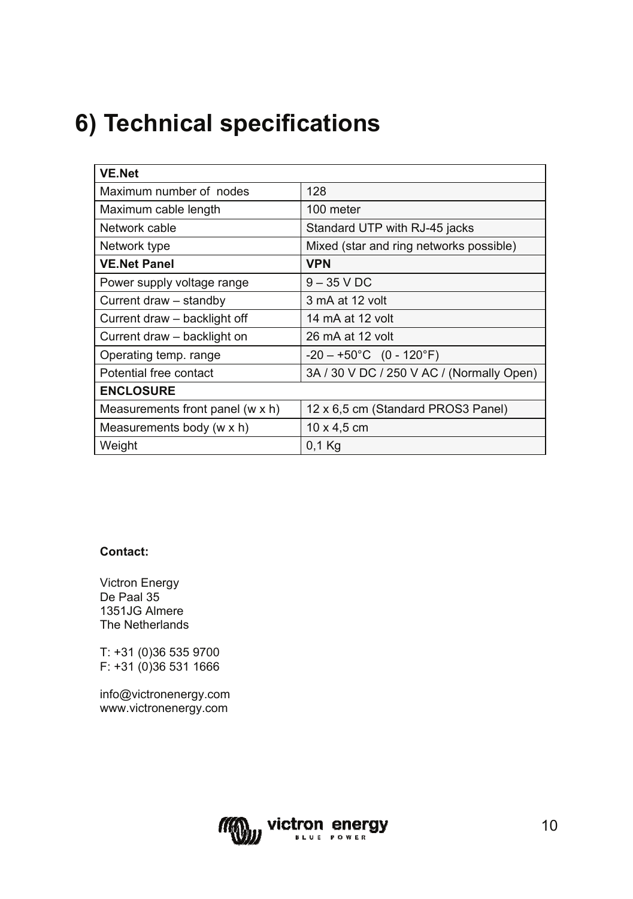# 6) Technical specifications

| | |
|---|---|
| **VE.Net** | |
| Maximum number of  nodes | 128 |
| Maximum cable length | 100 meter |
| Network cable | Standard UTP with RJ-45 jacks |
| Network type | Mixed (star and ring networks possible) |
| **VE.Net Panel** | **VPN** |
| Power supply voltage range | 9 – 35 V DC |
| Current draw – standby | 3 mA at 12 volt |
| Current draw – backlight off | 14 mA at 12 volt |
| Current draw – backlight on | 26 mA at 12 volt |
| Operating temp. range | -20 – +50°C   (0 - 120°F) |
| Potential free contact | 3A / 30 V DC / 250 V AC / (Normally Open) |
| **ENCLOSURE** | |
| Measurements front panel (w x h) | 12 x 6,5 cm (Standard PROS3 Panel) |
| Measurements body (w x h) | 10 x 4,5 cm |
| Weight | 0,1 Kg |

**Contact:**

Victron Energy
De Paal 35
1351JG Almere
The Netherlands

T: +31 (0)36 535 9700
F: +31 (0)36 531 1666

info@victronenergy.com
www.victronenergy.com